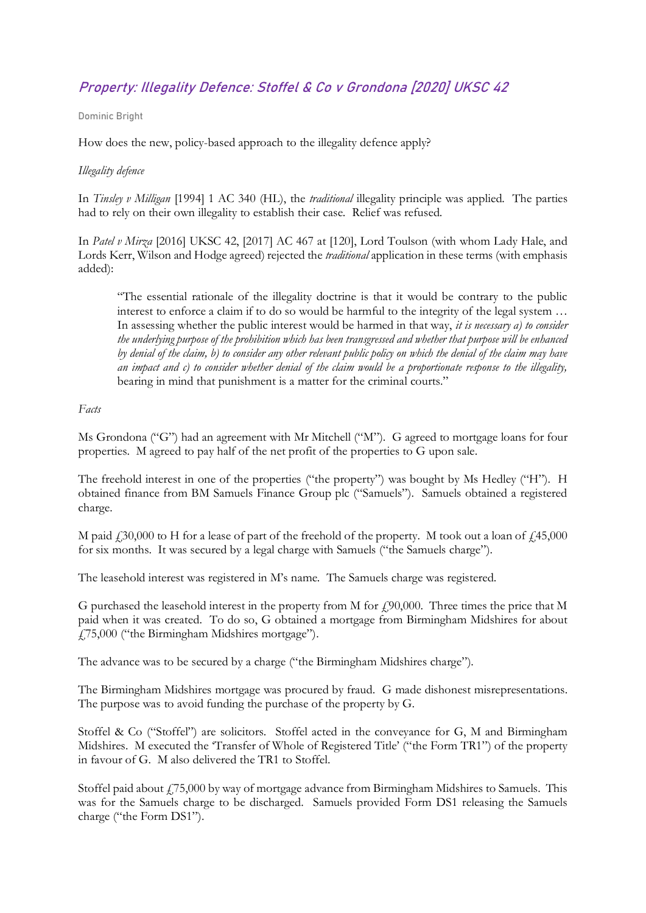# *Property: Illegality Defence: Stoffel & Co v Grondona [2020] UKSC 42*

Dominic Bright

How does the new, policy-based approach to the illegality defence apply?

*Illegality defence*

In *Tinsley v Milligan* [1994] 1 AC 340 (HL), the *traditional* illegality principle was applied. The parties had to rely on their own illegality to establish their case. Relief was refused.

In *Patel v Mirza* [2016] UKSC 42, [2017] AC 467 at [120], Lord Toulson (with whom Lady Hale, and Lords Kerr, Wilson and Hodge agreed) rejected the *traditional* application in these terms (with emphasis added):

> "The essential rationale of the illegality doctrine is that it would be contrary to the public interest to enforce a claim if to do so would be harmful to the integrity of the legal system … In assessing whether the public interest would be harmed in that way, *it is necessary a) to consider the underlying purpose of the prohibition which has been transgressed and whether that purpose will be enhanced by denial of the claim, b) to consider any other relevant public policy on which the denial of the claim may have an impact and c) to consider whether denial of the claim would be a proportionate response to the illegality,* bearing in mind that punishment is a matter for the criminal courts."

*Facts*

Ms Grondona ("G") had an agreement with Mr Mitchell ("M"). G agreed to mortgage loans for four properties. M agreed to pay half of the net profit of the properties to G upon sale.

The freehold interest in one of the properties ("the property") was bought by Ms Hedley ("H"). H obtained finance from BM Samuels Finance Group plc ("Samuels"). Samuels obtained a registered charge.

M paid £30,000 to H for a lease of part of the freehold of the property. M took out a loan of £45,000 for six months. It was secured by a legal charge with Samuels ("the Samuels charge").

The leasehold interest was registered in M's name. The Samuels charge was registered.

G purchased the leasehold interest in the property from M for £90,000. Three times the price that M paid when it was created. To do so, G obtained a mortgage from Birmingham Midshires for about £75,000 ("the Birmingham Midshires mortgage").

The advance was to be secured by a charge ("the Birmingham Midshires charge").

The Birmingham Midshires mortgage was procured by fraud. G made dishonest misrepresentations. The purpose was to avoid funding the purchase of the property by G.

Stoffel & Co ("Stoffel") are solicitors. Stoffel acted in the conveyance for G, M and Birmingham Midshires. M executed the 'Transfer of Whole of Registered Title' ("the Form TR1") of the property in favour of G. M also delivered the TR1 to Stoffel.

Stoffel paid about £75,000 by way of mortgage advance from Birmingham Midshires to Samuels. This was for the Samuels charge to be discharged. Samuels provided Form DS1 releasing the Samuels charge ("the Form DS1").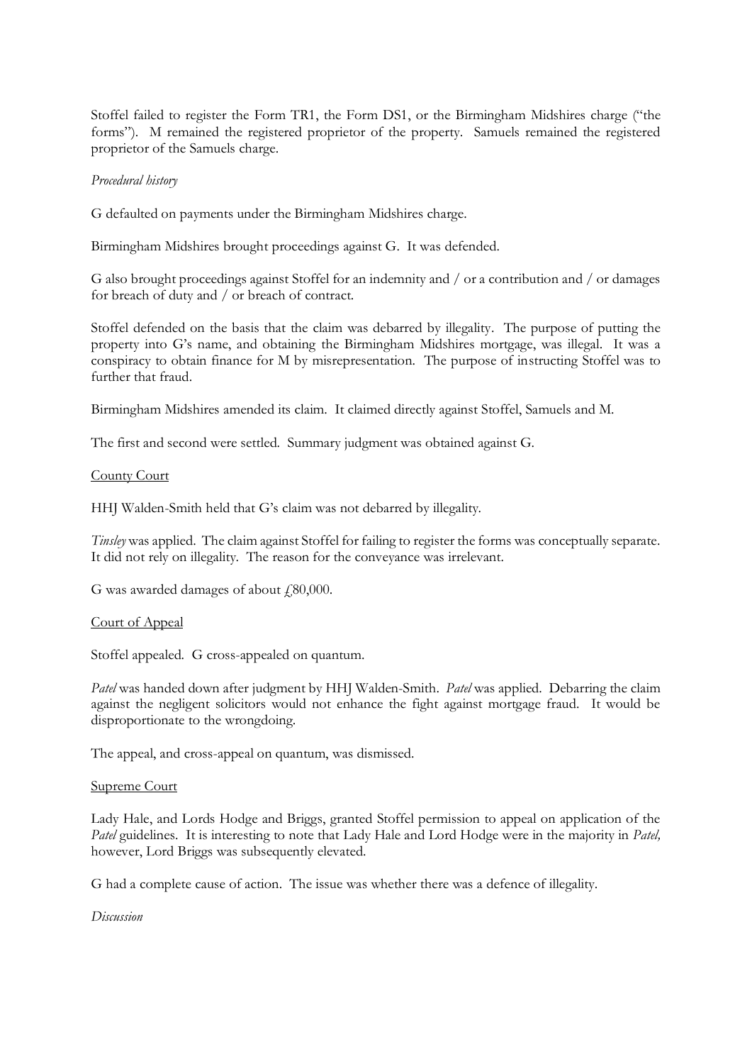Stoffel failed to register the Form TR1, the Form DS1, or the Birmingham Midshires charge ("the forms"). M remained the registered proprietor of the property. Samuels remained the registered proprietor of the Samuels charge.

*Procedural history*

G defaulted on payments under the Birmingham Midshires charge.

Birmingham Midshires brought proceedings against G. It was defended.

G also brought proceedings against Stoffel for an indemnity and / or a contribution and / or damages for breach of duty and / or breach of contract.

Stoffel defended on the basis that the claim was debarred by illegality. The purpose of putting the property into G's name, and obtaining the Birmingham Midshires mortgage, was illegal. It was a conspiracy to obtain finance for M by misrepresentation. The purpose of instructing Stoffel was to further that fraud.

Birmingham Midshires amended its claim. It claimed directly against Stoffel, Samuels and M.

The first and second were settled. Summary judgment was obtained against G.

<u>County Court</u>

HHJ Walden-Smith held that G's claim was not debarred by illegality.

*Tinsley* was applied. The claim against Stoffel for failing to register the forms was conceptually separate. It did not rely on illegality. The reason for the conveyance was irrelevant.

G was awarded damages of about £80,000.

<u>Court of Appeal</u>

Stoffel appealed. G cross-appealed on quantum.

*Patel* was handed down after judgment by HHJ Walden-Smith. *Patel* was applied. Debarring the claim against the negligent solicitors would not enhance the fight against mortgage fraud. It would be disproportionate to the wrongdoing.

The appeal, and cross-appeal on quantum, was dismissed.

<u>Supreme Court</u>

Lady Hale, and Lords Hodge and Briggs, granted Stoffel permission to appeal on application of the *Patel* guidelines. It is interesting to note that Lady Hale and Lord Hodge were in the majority in *Patel,* however, Lord Briggs was subsequently elevated.

G had a complete cause of action. The issue was whether there was a defence of illegality.

*Discussion*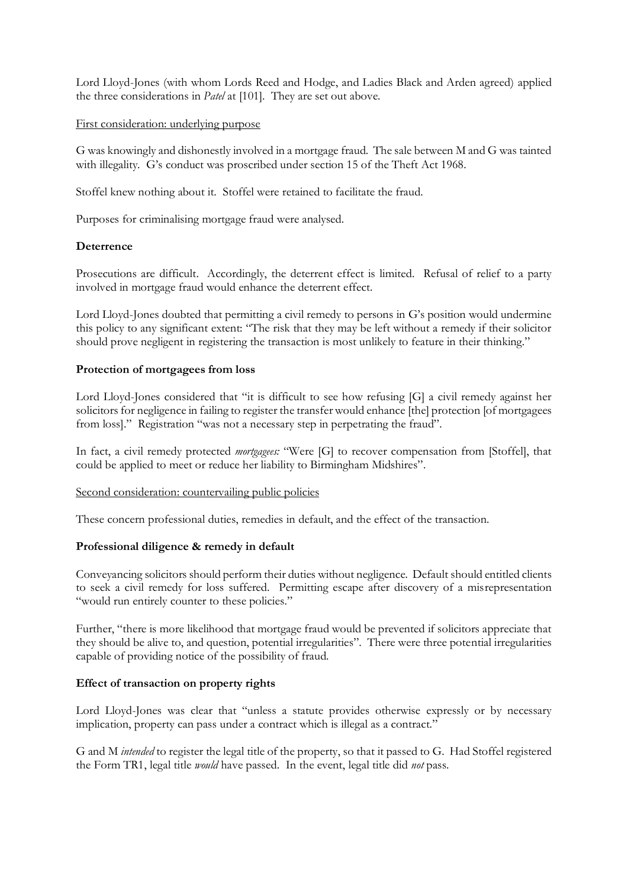Lord Lloyd-Jones (with whom Lords Reed and Hodge, and Ladies Black and Arden agreed) applied the three considerations in *Patel* at [101]. They are set out above.

First consideration: underlying purpose

G was knowingly and dishonestly involved in a mortgage fraud. The sale between M and G was tainted with illegality. G's conduct was proscribed under section 15 of the Theft Act 1968.

Stoffel knew nothing about it. Stoffel were retained to facilitate the fraud.

Purposes for criminalising mortgage fraud were analysed.

**Deterrence**

Prosecutions are difficult. Accordingly, the deterrent effect is limited. Refusal of relief to a party involved in mortgage fraud would enhance the deterrent effect.

Lord Lloyd-Jones doubted that permitting a civil remedy to persons in G's position would undermine this policy to any significant extent: "The risk that they may be left without a remedy if their solicitor should prove negligent in registering the transaction is most unlikely to feature in their thinking."

**Protection of mortgagees from loss**

Lord Lloyd-Jones considered that "it is difficult to see how refusing [G] a civil remedy against her solicitors for negligence in failing to register the transfer would enhance [the] protection [of mortgagees from loss]." Registration "was not a necessary step in perpetrating the fraud".

In fact, a civil remedy protected *mortgagees:* "Were [G] to recover compensation from [Stoffel], that could be applied to meet or reduce her liability to Birmingham Midshires".

Second consideration: countervailing public policies

These concern professional duties, remedies in default, and the effect of the transaction.

**Professional diligence & remedy in default**

Conveyancing solicitors should perform their duties without negligence. Default should entitled clients to seek a civil remedy for loss suffered. Permitting escape after discovery of a misrepresentation "would run entirely counter to these policies."

Further, "there is more likelihood that mortgage fraud would be prevented if solicitors appreciate that they should be alive to, and question, potential irregularities". There were three potential irregularities capable of providing notice of the possibility of fraud.

**Effect of transaction on property rights**

Lord Lloyd-Jones was clear that "unless a statute provides otherwise expressly or by necessary implication, property can pass under a contract which is illegal as a contract."

G and M *intended* to register the legal title of the property, so that it passed to G. Had Stoffel registered the Form TR1, legal title *would* have passed. In the event, legal title did *not* pass.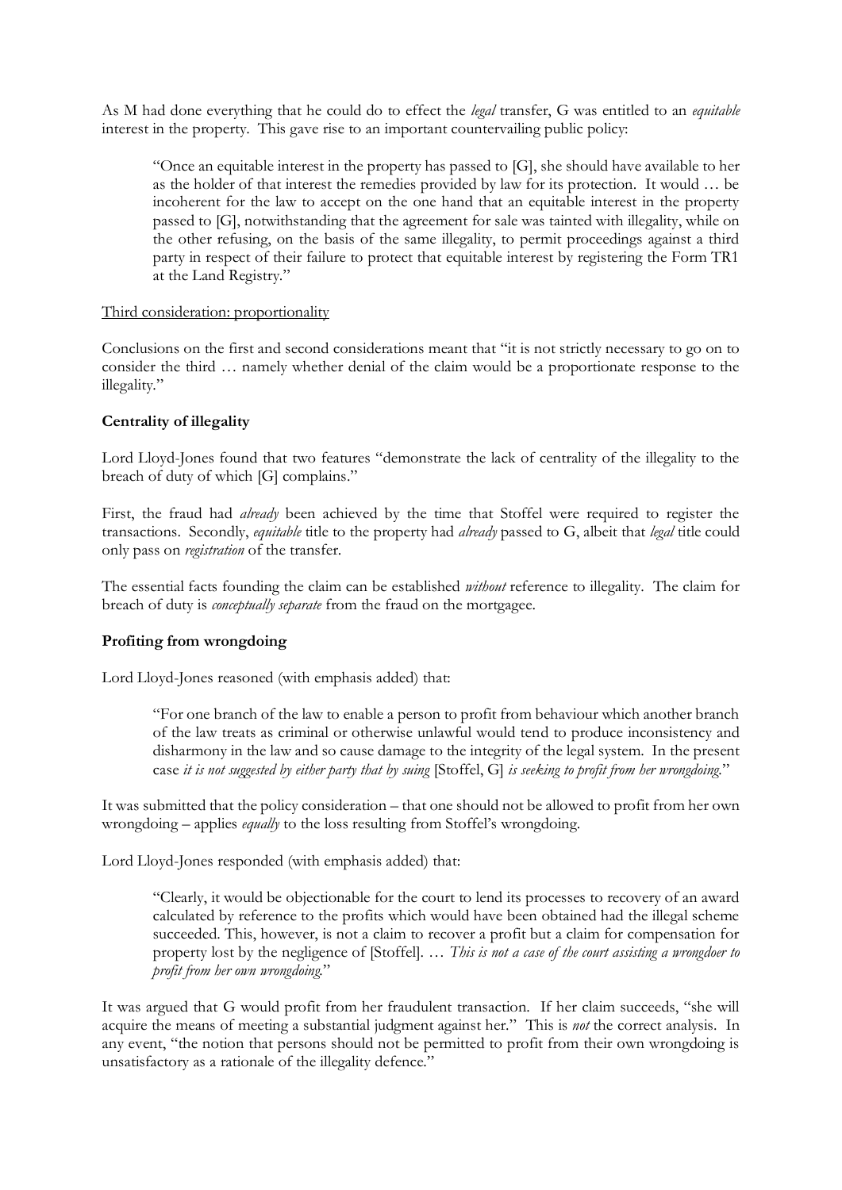As M had done everything that he could do to effect the *legal* transfer, G was entitled to an *equitable* interest in the property. This gave rise to an important countervailing public policy:

> "Once an equitable interest in the property has passed to [G], she should have available to her as the holder of that interest the remedies provided by law for its protection. It would … be incoherent for the law to accept on the one hand that an equitable interest in the property passed to [G], notwithstanding that the agreement for sale was tainted with illegality, while on the other refusing, on the basis of the same illegality, to permit proceedings against a third party in respect of their failure to protect that equitable interest by registering the Form TR1 at the Land Registry."

<u>Third consideration: proportionality</u>

Conclusions on the first and second considerations meant that "it is not strictly necessary to go on to consider the third … namely whether denial of the claim would be a proportionate response to the illegality."

**Centrality of illegality**

Lord Lloyd-Jones found that two features "demonstrate the lack of centrality of the illegality to the breach of duty of which [G] complains."

First, the fraud had *already* been achieved by the time that Stoffel were required to register the transactions. Secondly, *equitable* title to the property had *already* passed to G, albeit that *legal* title could only pass on *registration* of the transfer.

The essential facts founding the claim can be established *without* reference to illegality. The claim for breach of duty is *conceptually separate* from the fraud on the mortgagee.

**Profiting from wrongdoing**

Lord Lloyd-Jones reasoned (with emphasis added) that:

> "For one branch of the law to enable a person to profit from behaviour which another branch of the law treats as criminal or otherwise unlawful would tend to produce inconsistency and disharmony in the law and so cause damage to the integrity of the legal system. In the present case *it is not suggested by either party that by suing* [Stoffel, G] *is seeking to profit from her wrongdoing*."

It was submitted that the policy consideration – that one should not be allowed to profit from her own wrongdoing – applies *equally* to the loss resulting from Stoffel's wrongdoing.

Lord Lloyd-Jones responded (with emphasis added) that:

> "Clearly, it would be objectionable for the court to lend its processes to recovery of an award calculated by reference to the profits which would have been obtained had the illegal scheme succeeded. This, however, is not a claim to recover a profit but a claim for compensation for property lost by the negligence of [Stoffel]. … *This is not a case of the court assisting a wrongdoer to profit from her own wrongdoing.*"

It was argued that G would profit from her fraudulent transaction. If her claim succeeds, "she will acquire the means of meeting a substantial judgment against her." This is *not* the correct analysis. In any event, "the notion that persons should not be permitted to profit from their own wrongdoing is unsatisfactory as a rationale of the illegality defence."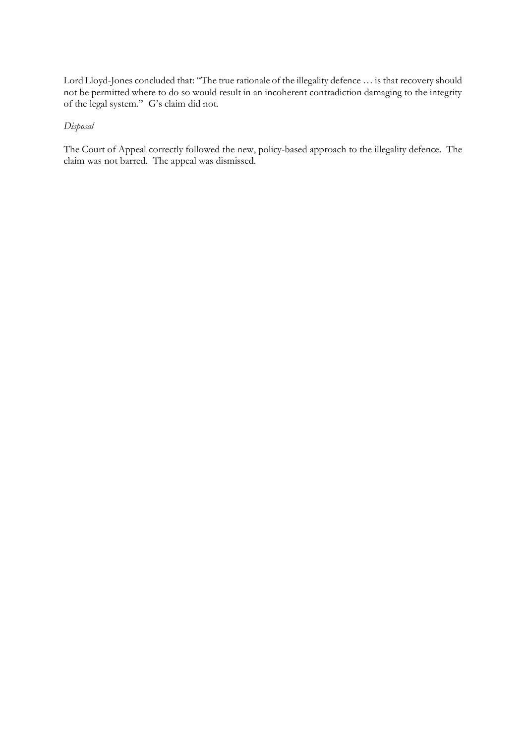Lord Lloyd-Jones concluded that: "The true rationale of the illegality defence … is that recovery should not be permitted where to do so would result in an incoherent contradiction damaging to the integrity of the legal system." G's claim did not.

*Disposal*

The Court of Appeal correctly followed the new, policy-based approach to the illegality defence. The claim was not barred. The appeal was dismissed.